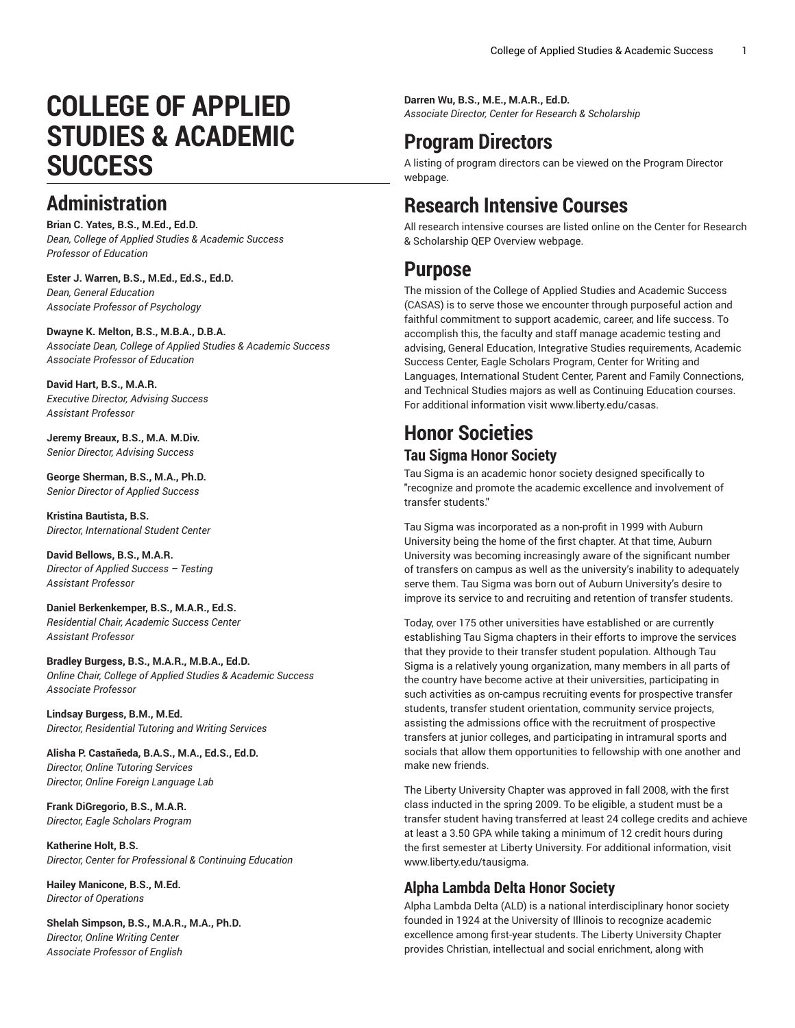# COLLEGE OF APPLIED STUDIES & ACADEMIC SUCCESS

## Administration

**Brian C. Yates, B.S., M.Ed., Ed.D.**
*Dean, College of Applied Studies & Academic Success*
*Professor of Education*

**Ester J. Warren, B.S., M.Ed., Ed.S., Ed.D.**
*Dean, General Education*
*Associate Professor of Psychology*

**Dwayne K. Melton, B.S., M.B.A., D.B.A.**
*Associate Dean, College of Applied Studies & Academic Success*
*Associate Professor of Education*

**David Hart, B.S., M.A.R.**
*Executive Director, Advising Success*
*Assistant Professor*

**Jeremy Breaux, B.S., M.A. M.Div.**
*Senior Director, Advising Success*

**George Sherman, B.S., M.A., Ph.D.**
*Senior Director of Applied Success*

**Kristina Bautista, B.S.**
*Director, International Student Center*

**David Bellows, B.S., M.A.R.**
*Director of Applied Success – Testing*
*Assistant Professor*

**Daniel Berkenkemper, B.S., M.A.R., Ed.S.**
*Residential Chair, Academic Success Center*
*Assistant Professor*

**Bradley Burgess, B.S., M.A.R., M.B.A., Ed.D.**
*Online Chair, College of Applied Studies & Academic Success*
*Associate Professor*

**Lindsay Burgess, B.M., M.Ed.**
*Director, Residential Tutoring and Writing Services*

**Alisha P. Castañeda, B.A.S., M.A., Ed.S., Ed.D.**
*Director, Online Tutoring Services*
*Director, Online Foreign Language Lab*

**Frank DiGregorio, B.S., M.A.R.**
*Director, Eagle Scholars Program*

**Katherine Holt, B.S.**
*Director, Center for Professional & Continuing Education*

**Hailey Manicone, B.S., M.Ed.**
*Director of Operations*

**Shelah Simpson, B.S., M.A.R., M.A., Ph.D.**
*Director, Online Writing Center*
*Associate Professor of English*

**Darren Wu, B.S., M.E., M.A.R., Ed.D.**
*Associate Director, Center for Research & Scholarship*

## Program Directors

A listing of program directors can be viewed on the Program Director webpage.

## Research Intensive Courses

All research intensive courses are listed online on the Center for Research & Scholarship QEP Overview webpage.

## Purpose

The mission of the College of Applied Studies and Academic Success (CASAS) is to serve those we encounter through purposeful action and faithful commitment to support academic, career, and life success. To accomplish this, the faculty and staff manage academic testing and advising, General Education, Integrative Studies requirements, Academic Success Center, Eagle Scholars Program, Center for Writing and Languages, International Student Center, Parent and Family Connections, and Technical Studies majors as well as Continuing Education courses. For additional information visit www.liberty.edu/casas.

## Honor Societies

### Tau Sigma Honor Society

Tau Sigma is an academic honor society designed specifically to "recognize and promote the academic excellence and involvement of transfer students."

Tau Sigma was incorporated as a non-profit in 1999 with Auburn University being the home of the first chapter. At that time, Auburn University was becoming increasingly aware of the significant number of transfers on campus as well as the university's inability to adequately serve them. Tau Sigma was born out of Auburn University's desire to improve its service to and recruiting and retention of transfer students.

Today, over 175 other universities have established or are currently establishing Tau Sigma chapters in their efforts to improve the services that they provide to their transfer student population. Although Tau Sigma is a relatively young organization, many members in all parts of the country have become active at their universities, participating in such activities as on-campus recruiting events for prospective transfer students, transfer student orientation, community service projects, assisting the admissions office with the recruitment of prospective transfers at junior colleges, and participating in intramural sports and socials that allow them opportunities to fellowship with one another and make new friends.

The Liberty University Chapter was approved in fall 2008, with the first class inducted in the spring 2009. To be eligible, a student must be a transfer student having transferred at least 24 college credits and achieve at least a 3.50 GPA while taking a minimum of 12 credit hours during the first semester at Liberty University. For additional information, visit www.liberty.edu/tausigma.

### Alpha Lambda Delta Honor Society

Alpha Lambda Delta (ALD) is a national interdisciplinary honor society founded in 1924 at the University of Illinois to recognize academic excellence among first-year students. The Liberty University Chapter provides Christian, intellectual and social enrichment, along with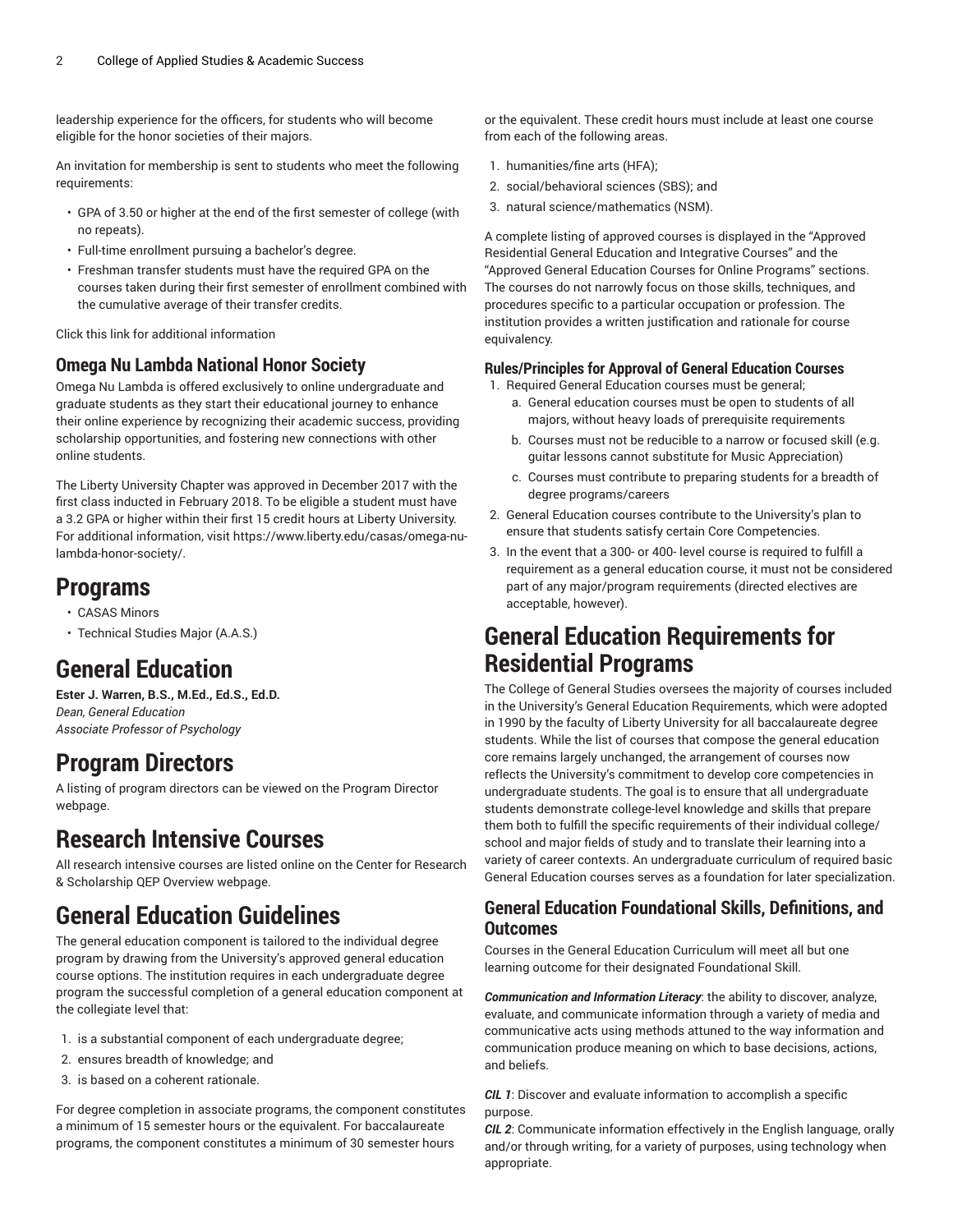leadership experience for the officers, for students who will become eligible for the honor societies of their majors.

An invitation for membership is sent to students who meet the following requirements:

- GPA of 3.50 or higher at the end of the first semester of college (with no repeats).
- Full-time enrollment pursuing a bachelor's degree.
- Freshman transfer students must have the required GPA on the courses taken during their first semester of enrollment combined with the cumulative average of their transfer credits.

Click this link for additional information

### Omega Nu Lambda National Honor Society

Omega Nu Lambda is offered exclusively to online undergraduate and graduate students as they start their educational journey to enhance their online experience by recognizing their academic success, providing scholarship opportunities, and fostering new connections with other online students.

The Liberty University Chapter was approved in December 2017 with the first class inducted in February 2018. To be eligible a student must have a 3.2 GPA or higher within their first 15 credit hours at Liberty University. For additional information, visit https://www.liberty.edu/casas/omega-nu-lambda-honor-society/.

## Programs

- CASAS Minors
- Technical Studies Major (A.A.S.)

## General Education

**Ester J. Warren, B.S., M.Ed., Ed.S., Ed.D.**
*Dean, General Education*
*Associate Professor of Psychology*

## Program Directors

A listing of program directors can be viewed on the Program Director webpage.

## Research Intensive Courses

All research intensive courses are listed online on the Center for Research & Scholarship QEP Overview webpage.

## General Education Guidelines

The general education component is tailored to the individual degree program by drawing from the University's approved general education course options. The institution requires in each undergraduate degree program the successful completion of a general education component at the collegiate level that:

1. is a substantial component of each undergraduate degree;
2. ensures breadth of knowledge; and
3. is based on a coherent rationale.

For degree completion in associate programs, the component constitutes a minimum of 15 semester hours or the equivalent. For baccalaureate programs, the component constitutes a minimum of 30 semester hours or the equivalent. These credit hours must include at least one course from each of the following areas.

1. humanities/fine arts (HFA);
2. social/behavioral sciences (SBS); and
3. natural science/mathematics (NSM).

A complete listing of approved courses is displayed in the "Approved Residential General Education and Integrative Courses" and the "Approved General Education Courses for Online Programs" sections. The courses do not narrowly focus on those skills, techniques, and procedures specific to a particular occupation or profession. The institution provides a written justification and rationale for course equivalency.

### Rules/Principles for Approval of General Education Courses

1. Required General Education courses must be general;
   a. General education courses must be open to students of all majors, without heavy loads of prerequisite requirements
   b. Courses must not be reducible to a narrow or focused skill (e.g. guitar lessons cannot substitute for Music Appreciation)
   c. Courses must contribute to preparing students for a breadth of degree programs/careers
2. General Education courses contribute to the University's plan to ensure that students satisfy certain Core Competencies.
3. In the event that a 300- or 400- level course is required to fulfill a requirement as a general education course, it must not be considered part of any major/program requirements (directed electives are acceptable, however).

## General Education Requirements for Residential Programs

The College of General Studies oversees the majority of courses included in the University's General Education Requirements, which were adopted in 1990 by the faculty of Liberty University for all baccalaureate degree students. While the list of courses that compose the general education core remains largely unchanged, the arrangement of courses now reflects the University's commitment to develop core competencies in undergraduate students. The goal is to ensure that all undergraduate students demonstrate college-level knowledge and skills that prepare them both to fulfill the specific requirements of their individual college/school and major fields of study and to translate their learning into a variety of career contexts. An undergraduate curriculum of required basic General Education courses serves as a foundation for later specialization.

### General Education Foundational Skills, Definitions, and Outcomes

Courses in the General Education Curriculum will meet all but one learning outcome for their designated Foundational Skill.

***Communication and Information Literacy***: the ability to discover, analyze, evaluate, and communicate information through a variety of media and communicative acts using methods attuned to the way information and communication produce meaning on which to base decisions, actions, and beliefs.

***CIL 1***: Discover and evaluate information to accomplish a specific purpose.
***CIL 2***: Communicate information effectively in the English language, orally and/or through writing, for a variety of purposes, using technology when appropriate.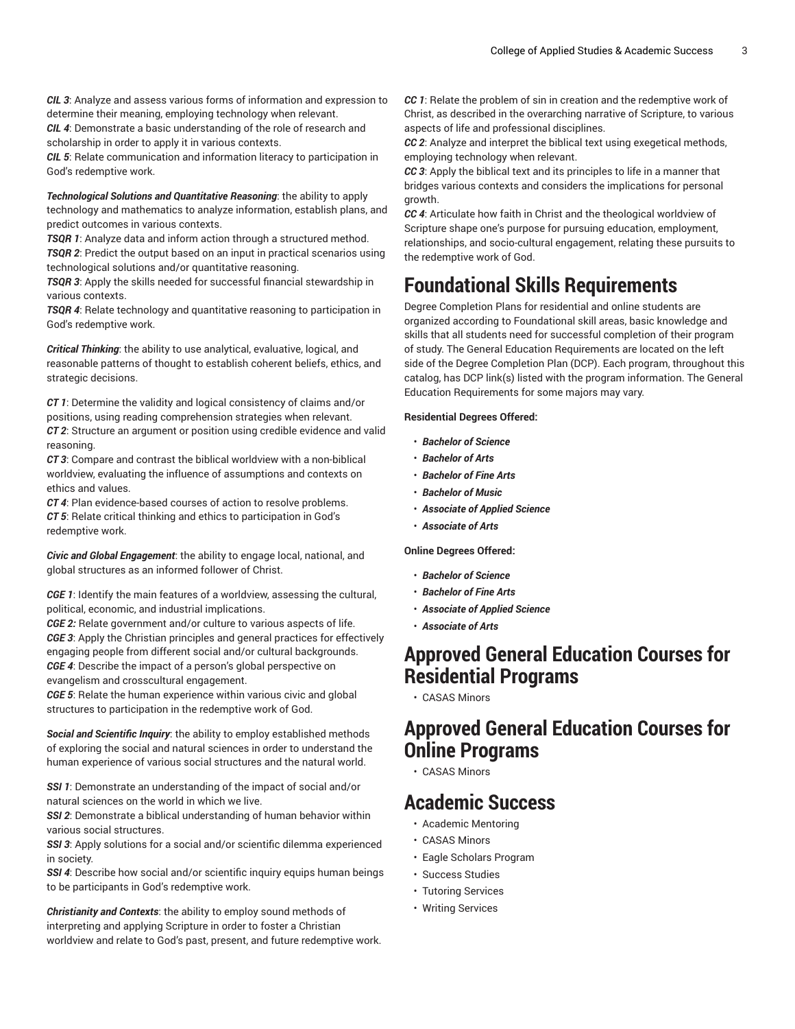***CIL 3***: Analyze and assess various forms of information and expression to determine their meaning, employing technology when relevant.
***CIL 4***: Demonstrate a basic understanding of the role of research and scholarship in order to apply it in various contexts.
***CIL 5***: Relate communication and information literacy to participation in God's redemptive work.

***Technological Solutions and Quantitative Reasoning***: the ability to apply technology and mathematics to analyze information, establish plans, and predict outcomes in various contexts.

***TSQR 1***: Analyze data and inform action through a structured method.
***TSQR 2***: Predict the output based on an input in practical scenarios using technological solutions and/or quantitative reasoning.
***TSQR 3***: Apply the skills needed for successful financial stewardship in various contexts.
***TSQR 4***: Relate technology and quantitative reasoning to participation in God's redemptive work.

***Critical Thinking***: the ability to use analytical, evaluative, logical, and reasonable patterns of thought to establish coherent beliefs, ethics, and strategic decisions.

***CT 1***: Determine the validity and logical consistency of claims and/or positions, using reading comprehension strategies when relevant.
***CT 2***: Structure an argument or position using credible evidence and valid reasoning.
***CT 3***: Compare and contrast the biblical worldview with a non-biblical worldview, evaluating the influence of assumptions and contexts on ethics and values.
***CT 4***: Plan evidence-based courses of action to resolve problems.
***CT 5***: Relate critical thinking and ethics to participation in God's redemptive work.

***Civic and Global Engagement***: the ability to engage local, national, and global structures as an informed follower of Christ.

***CGE 1***: Identify the main features of a worldview, assessing the cultural, political, economic, and industrial implications.
***CGE 2:*** Relate government and/or culture to various aspects of life.
***CGE 3***: Apply the Christian principles and general practices for effectively engaging people from different social and/or cultural backgrounds.
***CGE 4***: Describe the impact of a person's global perspective on evangelism and crosscultural engagement.
***CGE 5***: Relate the human experience within various civic and global structures to participation in the redemptive work of God.

***Social and Scientific Inquiry***: the ability to employ established methods of exploring the social and natural sciences in order to understand the human experience of various social structures and the natural world.

***SSI 1***: Demonstrate an understanding of the impact of social and/or natural sciences on the world in which we live.
***SSI 2***: Demonstrate a biblical understanding of human behavior within various social structures.
***SSI 3***: Apply solutions for a social and/or scientific dilemma experienced in society.
***SSI 4***: Describe how social and/or scientific inquiry equips human beings to be participants in God's redemptive work.

***Christianity and Contexts***: the ability to employ sound methods of interpreting and applying Scripture in order to foster a Christian worldview and relate to God's past, present, and future redemptive work.

***CC 1***: Relate the problem of sin in creation and the redemptive work of Christ, as described in the overarching narrative of Scripture, to various aspects of life and professional disciplines.
***CC 2***: Analyze and interpret the biblical text using exegetical methods, employing technology when relevant.
***CC 3***: Apply the biblical text and its principles to life in a manner that bridges various contexts and considers the implications for personal growth.
***CC 4***: Articulate how faith in Christ and the theological worldview of Scripture shape one's purpose for pursuing education, employment, relationships, and socio-cultural engagement, relating these pursuits to the redemptive work of God.

# Foundational Skills Requirements

Degree Completion Plans for residential and online students are organized according to Foundational skill areas, basic knowledge and skills that all students need for successful completion of their program of study. The General Education Requirements are located on the left side of the Degree Completion Plan (DCP). Each program, throughout this catalog, has DCP link(s) listed with the program information. The General Education Requirements for some majors may vary.

**Residential Degrees Offered:**

- ***Bachelor of Science***
- ***Bachelor of Arts***
- ***Bachelor of Fine Arts***
- ***Bachelor of Music***
- ***Associate of Applied Science***
- ***Associate of Arts***

**Online Degrees Offered:**

- ***Bachelor of Science***
- ***Bachelor of Fine Arts***
- ***Associate of Applied Science***
- ***Associate of Arts***

# Approved General Education Courses for Residential Programs

- CASAS Minors

# Approved General Education Courses for Online Programs

- CASAS Minors

# Academic Success

- Academic Mentoring
- CASAS Minors
- Eagle Scholars Program
- Success Studies
- Tutoring Services
- Writing Services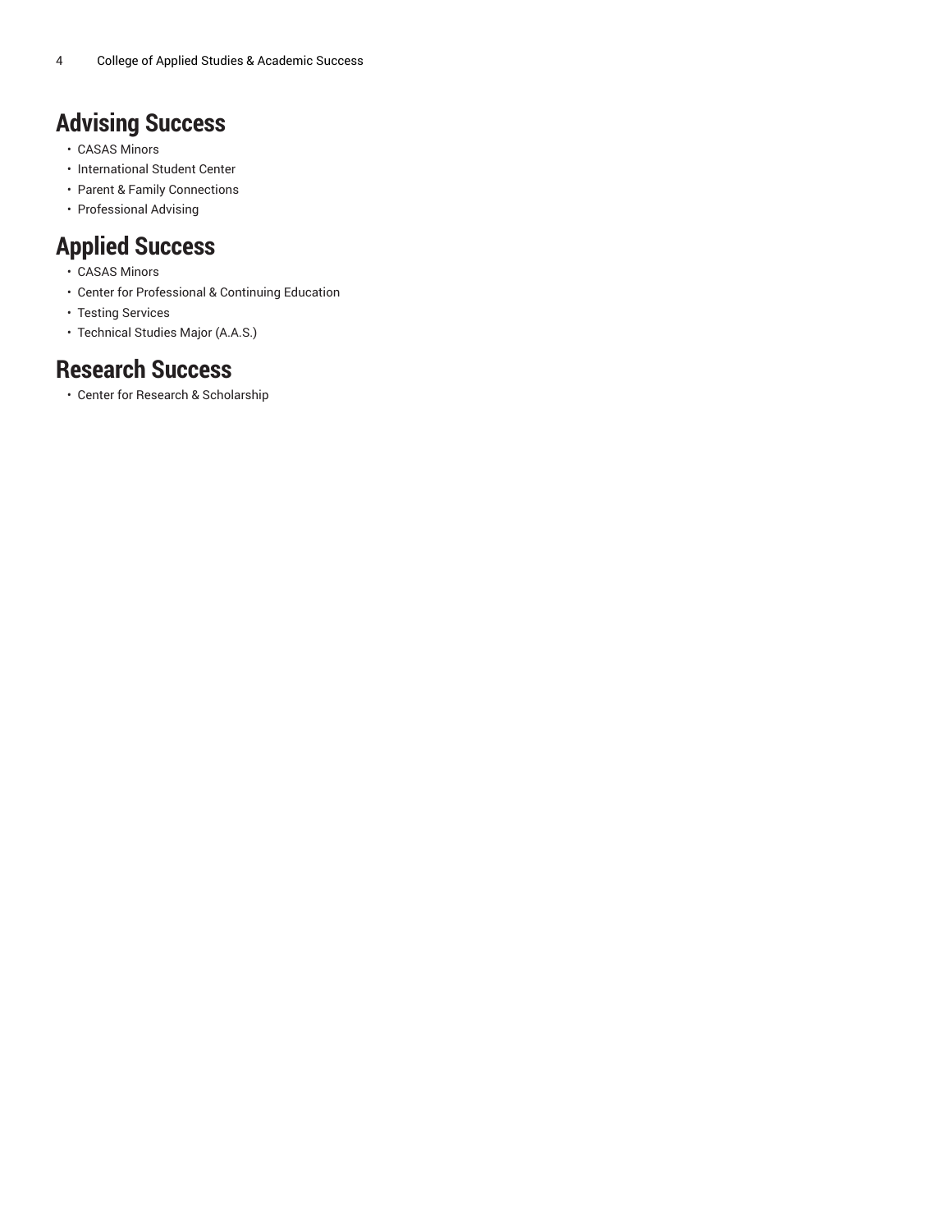## Advising Success

- CASAS Minors
- International Student Center
- Parent & Family Connections
- Professional Advising

## Applied Success

- CASAS Minors
- Center for Professional & Continuing Education
- Testing Services
- Technical Studies Major (A.A.S.)

## Research Success

- Center for Research & Scholarship